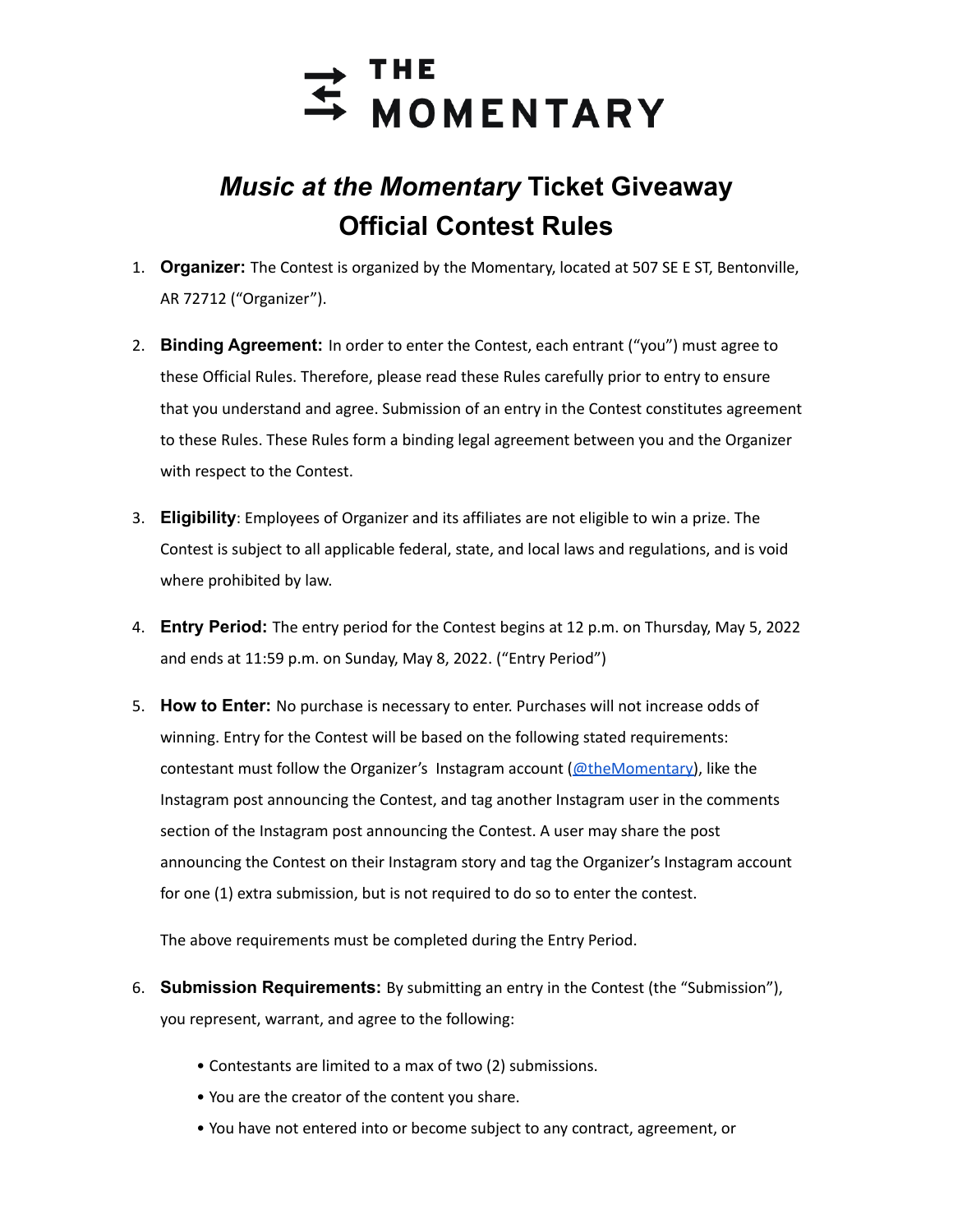# THE MOMENTARY

## *Music at the Momentary* Ticket Giveaway
## Official Contest Rules

1. **Organizer:** The Contest is organized by the Momentary, located at 507 SE E ST, Bentonville, AR 72712 ("Organizer").

2. **Binding Agreement:** In order to enter the Contest, each entrant ("you") must agree to these Official Rules. Therefore, please read these Rules carefully prior to entry to ensure that you understand and agree. Submission of an entry in the Contest constitutes agreement to these Rules. These Rules form a binding legal agreement between you and the Organizer with respect to the Contest.

3. **Eligibility**: Employees of Organizer and its affiliates are not eligible to win a prize. The Contest is subject to all applicable federal, state, and local laws and regulations, and is void where prohibited by law.

4. **Entry Period:** The entry period for the Contest begins at 12 p.m. on Thursday, May 5, 2022 and ends at 11:59 p.m. on Sunday, May 8, 2022. ("Entry Period")

5. **How to Enter:** No purchase is necessary to enter. Purchases will not increase odds of winning. Entry for the Contest will be based on the following stated requirements: contestant must follow the Organizer's Instagram account (@theMomentary), like the Instagram post announcing the Contest, and tag another Instagram user in the comments section of the Instagram post announcing the Contest. A user may share the post announcing the Contest on their Instagram story and tag the Organizer's Instagram account for one (1) extra submission, but is not required to do so to enter the contest.

   The above requirements must be completed during the Entry Period.

6. **Submission Requirements:** By submitting an entry in the Contest (the "Submission"), you represent, warrant, and agree to the following:

   - Contestants are limited to a max of two (2) submissions.
   - You are the creator of the content you share.
   - You have not entered into or become subject to any contract, agreement, or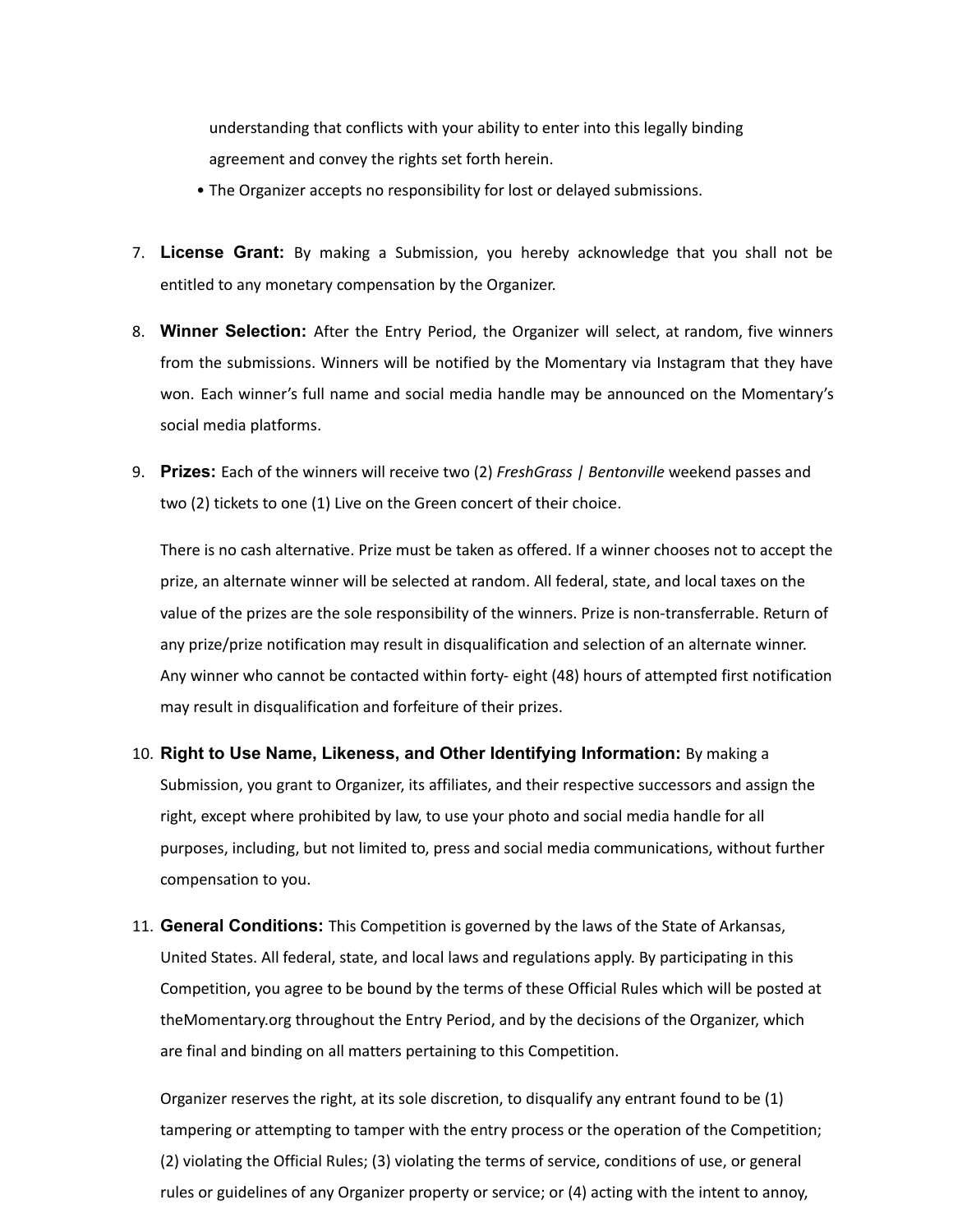understanding that conflicts with your ability to enter into this legally binding agreement and convey the rights set forth herein.

• The Organizer accepts no responsibility for lost or delayed submissions.

7. **License Grant:** By making a Submission, you hereby acknowledge that you shall not be entitled to any monetary compensation by the Organizer.

8. **Winner Selection:** After the Entry Period, the Organizer will select, at random, five winners from the submissions. Winners will be notified by the Momentary via Instagram that they have won. Each winner's full name and social media handle may be announced on the Momentary's social media platforms.

9. **Prizes:** Each of the winners will receive two (2) *FreshGrass | Bentonville* weekend passes and two (2) tickets to one (1) Live on the Green concert of their choice.

   There is no cash alternative. Prize must be taken as offered. If a winner chooses not to accept the prize, an alternate winner will be selected at random. All federal, state, and local taxes on the value of the prizes are the sole responsibility of the winners. Prize is non-transferrable. Return of any prize/prize notification may result in disqualification and selection of an alternate winner. Any winner who cannot be contacted within forty- eight (48) hours of attempted first notification may result in disqualification and forfeiture of their prizes.

10. **Right to Use Name, Likeness, and Other Identifying Information:** By making a Submission, you grant to Organizer, its affiliates, and their respective successors and assign the right, except where prohibited by law, to use your photo and social media handle for all purposes, including, but not limited to, press and social media communications, without further compensation to you.

11. **General Conditions:** This Competition is governed by the laws of the State of Arkansas, United States. All federal, state, and local laws and regulations apply. By participating in this Competition, you agree to be bound by the terms of these Official Rules which will be posted at theMomentary.org throughout the Entry Period, and by the decisions of the Organizer, which are final and binding on all matters pertaining to this Competition.

    Organizer reserves the right, at its sole discretion, to disqualify any entrant found to be (1) tampering or attempting to tamper with the entry process or the operation of the Competition; (2) violating the Official Rules; (3) violating the terms of service, conditions of use, or general rules or guidelines of any Organizer property or service; or (4) acting with the intent to annoy,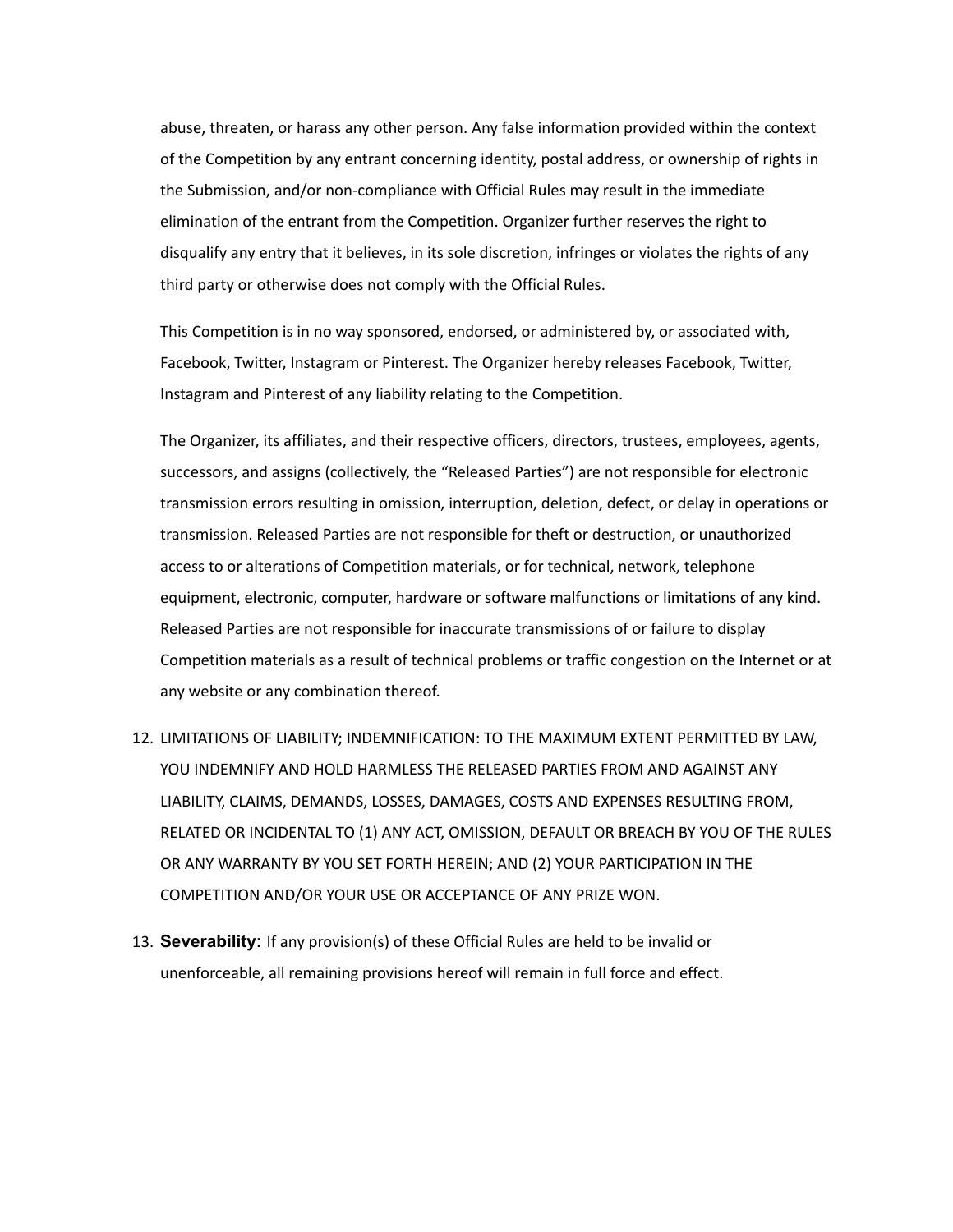abuse, threaten, or harass any other person. Any false information provided within the context of the Competition by any entrant concerning identity, postal address, or ownership of rights in the Submission, and/or non-compliance with Official Rules may result in the immediate elimination of the entrant from the Competition. Organizer further reserves the right to disqualify any entry that it believes, in its sole discretion, infringes or violates the rights of any third party or otherwise does not comply with the Official Rules.

This Competition is in no way sponsored, endorsed, or administered by, or associated with, Facebook, Twitter, Instagram or Pinterest. The Organizer hereby releases Facebook, Twitter, Instagram and Pinterest of any liability relating to the Competition.

The Organizer, its affiliates, and their respective officers, directors, trustees, employees, agents, successors, and assigns (collectively, the "Released Parties") are not responsible for electronic transmission errors resulting in omission, interruption, deletion, defect, or delay in operations or transmission. Released Parties are not responsible for theft or destruction, or unauthorized access to or alterations of Competition materials, or for technical, network, telephone equipment, electronic, computer, hardware or software malfunctions or limitations of any kind. Released Parties are not responsible for inaccurate transmissions of or failure to display Competition materials as a result of technical problems or traffic congestion on the Internet or at any website or any combination thereof.

12. LIMITATIONS OF LIABILITY; INDEMNIFICATION: TO THE MAXIMUM EXTENT PERMITTED BY LAW, YOU INDEMNIFY AND HOLD HARMLESS THE RELEASED PARTIES FROM AND AGAINST ANY LIABILITY, CLAIMS, DEMANDS, LOSSES, DAMAGES, COSTS AND EXPENSES RESULTING FROM, RELATED OR INCIDENTAL TO (1) ANY ACT, OMISSION, DEFAULT OR BREACH BY YOU OF THE RULES OR ANY WARRANTY BY YOU SET FORTH HEREIN; AND (2) YOUR PARTICIPATION IN THE COMPETITION AND/OR YOUR USE OR ACCEPTANCE OF ANY PRIZE WON.
13. **Severability:** If any provision(s) of these Official Rules are held to be invalid or unenforceable, all remaining provisions hereof will remain in full force and effect.